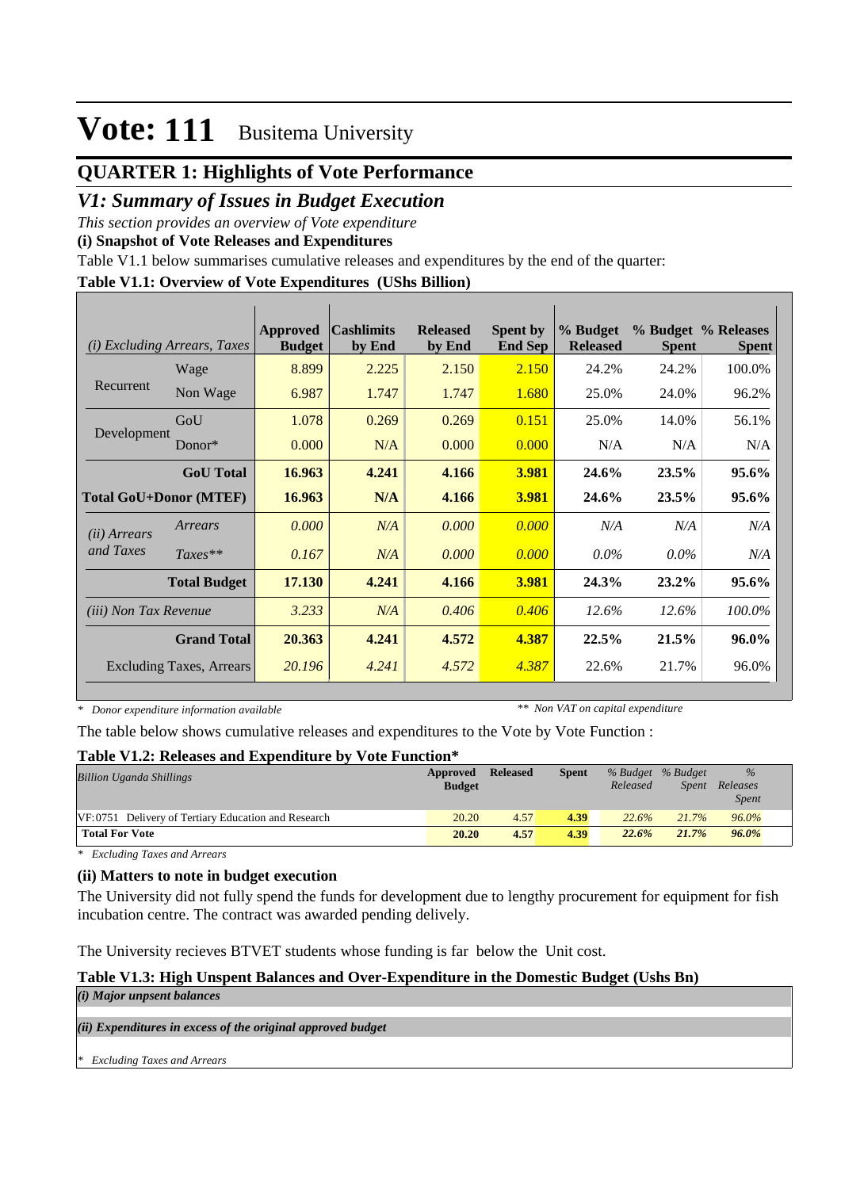# Vote: 111 Busitema University

## QUARTER 1: Highlights of Vote Performance

### V1: Summary of Issues in Budget Execution

*This section provides an overview of Vote expenditure*

**(i) Snapshot of Vote Releases and Expenditures**

Table V1.1 below summarises cumulative releases and expenditures by the end of the quarter:

**Table V1.1: Overview of Vote Expenditures (UShs Billion)**

| *(i) Excluding Arrears, Taxes* | | Approved Budget | Cashlimits by End | Released by End | Spent by End Sep | % Budget Released | % Budget Spent | % Releases Spent |
|---|---|---|---|---|---|---|---|---|
| Recurrent | Wage | 8.899 | 2.225 | 2.150 | 2.150 | 24.2% | 24.2% | 100.0% |
| | Non Wage | 6.987 | 1.747 | 1.747 | 1.680 | 25.0% | 24.0% | 96.2% |
| Development | GoU | 1.078 | 0.269 | 0.269 | 0.151 | 25.0% | 14.0% | 56.1% |
| | Donor* | 0.000 | N/A | 0.000 | 0.000 | N/A | N/A | N/A |
| | **GoU Total** | **16.963** | **4.241** | **4.166** | **3.981** | **24.6%** | **23.5%** | **95.6%** |
| **Total GoU+Donor (MTEF)** | | **16.963** | **N/A** | **4.166** | **3.981** | **24.6%** | **23.5%** | **95.6%** |
| *(ii) Arrears and Taxes* | *Arrears* | *0.000* | *N/A* | *0.000* | *0.000* | *N/A* | *N/A* | *N/A* |
| | *Taxes*** | *0.167* | *N/A* | *0.000* | *0.000* | *0.0%* | *0.0%* | *N/A* |
| | **Total Budget** | **17.130** | **4.241** | **4.166** | **3.981** | **24.3%** | **23.2%** | **95.6%** |
| *(iii) Non Tax Revenue* | | *3.233* | *N/A* | *0.406* | *0.406* | *12.6%* | *12.6%* | *100.0%* |
| | **Grand Total** | **20.363** | **4.241** | **4.572** | **4.387** | **22.5%** | **21.5%** | **96.0%** |
| Excluding Taxes, Arrears | | *20.196* | *4.241* | *4.572* | *4.387* | 22.6% | 21.7% | 96.0% |

\* *Donor expenditure information available* ** *Non VAT on capital expenditure*

The table below shows cumulative releases and expenditures to the Vote by Vote Function :

**Table V1.2: Releases and Expenditure by Vote Function***

| *Billion Uganda Shillings* | Approved Budget | Released | Spent | *% Budget Released* | *% Budget Spent* | *% Releases Spent* |
|---|---|---|---|---|---|---|
| VF:0751 Delivery of Tertiary Education and Research | 20.20 | 4.57 | **4.39** | *22.6%* | *21.7%* | *96.0%* |
| **Total For Vote** | **20.20** | **4.57** | **4.39** | ***22.6%*** | ***21.7%*** | ***96.0%*** |

\* *Excluding Taxes and Arrears*

**(ii) Matters to note in budget execution**

The University did not fully spend the funds for development due to lengthy procurement for equipment for fish incubation centre. The contract was awarded pending delively.

The University recieves BTVET students whose funding is far below the Unit cost.

**Table V1.3: High Unspent Balances and Over-Expenditure in the Domestic Budget (Ushs Bn)**

***(i) Major unpsent balances***

***(ii) Expenditures in excess of the original approved budget***

\* *Excluding Taxes and Arrears*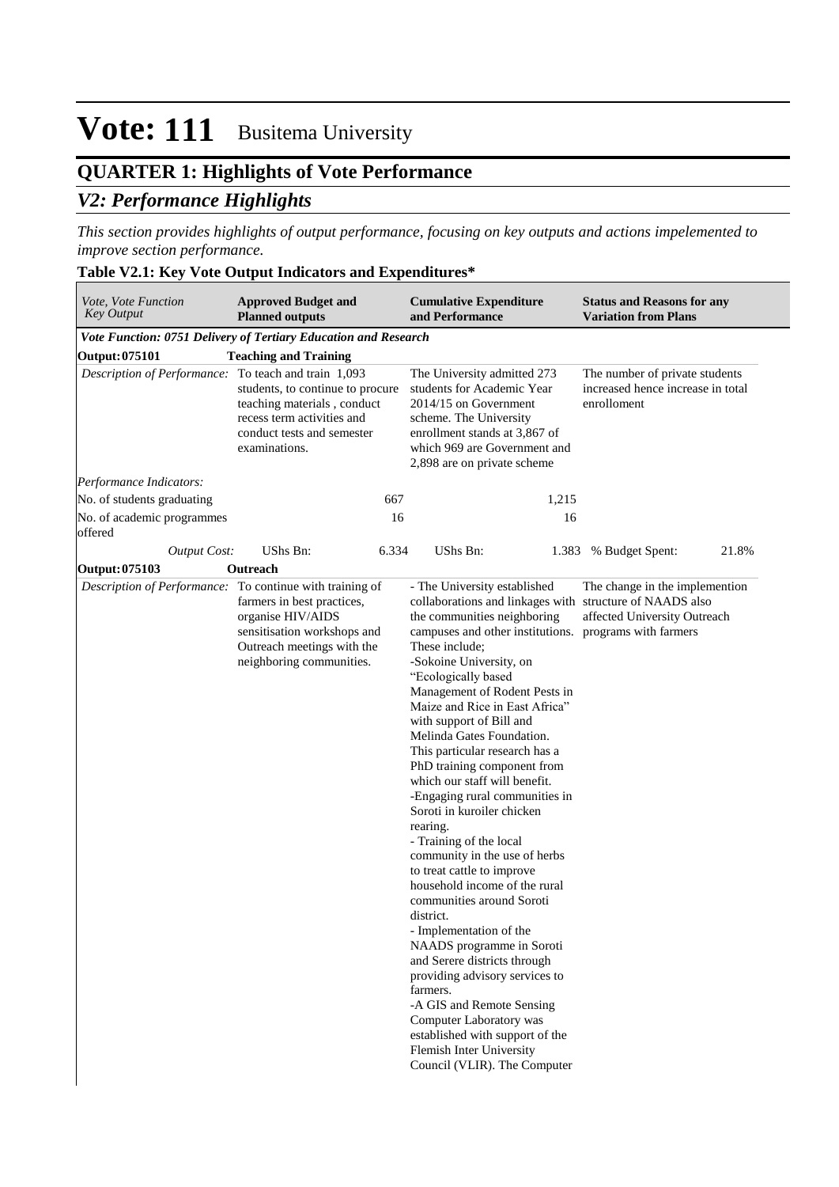# Vote: 111 Busitema University

## QUARTER 1: Highlights of Vote Performance

## *V2: Performance Highlights*

*This section provides highlights of output performance, focusing on key outputs and actions impelemented to improve section performance.*

### Table V2.1: Key Vote Output Indicators and Expenditures*

| *Vote, Vote Function Key Output* | **Approved Budget and Planned outputs** | **Cumulative Expenditure and Performance** | **Status and Reasons for any Variation from Plans** |
|---|---|---|---|
| ***Vote Function: 0751 Delivery of Tertiary Education and Research*** | | | |
| **Output: 075101** | **Teaching and Training** | | |
| *Description of Performance:* | To teach and train 1,093 students, to continue to procure teaching materials , conduct recess term activities and conduct tests and semester examinations. | The University admitted 273 students for Academic Year 2014/15 on Government scheme. The University enrollment stands at 3,867 of which 969 are Government and 2,898 are on private scheme | The number of private students increased hence increase in total enrollment |
| *Performance Indicators:* | | | |
| No. of students graduating | 667 | 1,215 | |
| No. of academic programmes offered | 16 | 16 | |
| *Output Cost:* | UShs Bn: 6.334 | UShs Bn: 1.383 | % Budget Spent: 21.8% |
| **Output: 075103** | **Outreach** | | |
| *Description of Performance:* | To continue with training of farmers in best practices, organise HIV/AIDS sensitisation workshops and Outreach meetings with the neighboring communities. | - The University established collaborations and linkages with the communities neighboring campuses and other institutions. These include;<br>-Sokoine University, on "Ecologically based Management of Rodent Pests in Maize and Rice in East Africa" with support of Bill and Melinda Gates Foundation. This particular research has a PhD training component from which our staff will benefit.<br>-Engaging rural communities in Soroti in kuroiler chicken rearing.<br>- Training of the local community in the use of herbs to treat cattle to improve household income of the rural communities around Soroti district.<br>- Implementation of the NAADS programme in Soroti and Serere districts through providing advisory services to farmers.<br>-A GIS and Remote Sensing Computer Laboratory was established with support of the Flemish Inter University Council (VLIR). The Computer | The change in the implemention structure of NAADS also affected University Outreach programs with farmers |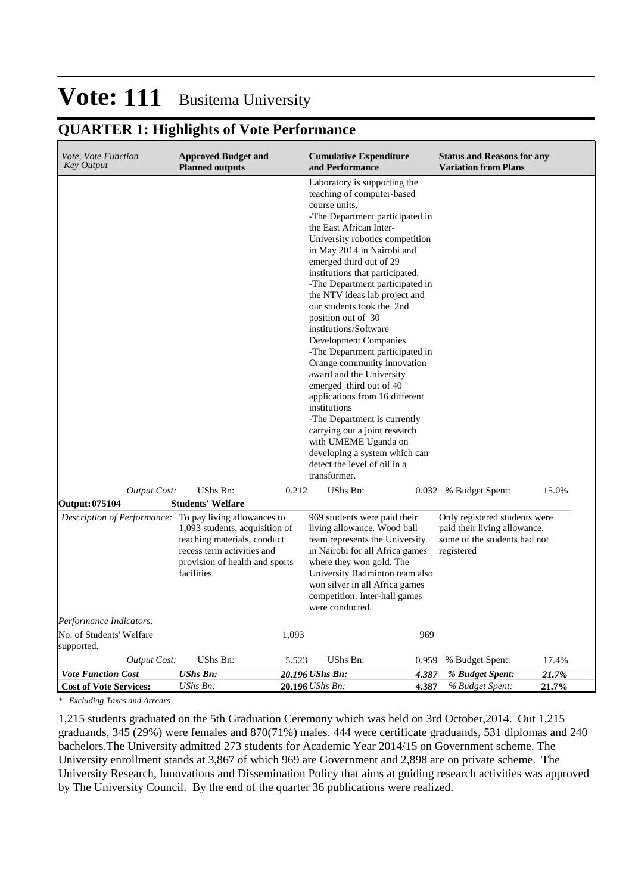# Vote: 111 Busitema University

## QUARTER 1: Highlights of Vote Performance

| *Vote, Vote Function Key Output* | **Approved Budget and Planned outputs** | | **Cumulative Expenditure and Performance** | | **Status and Reasons for any Variation from Plans** | |
|---|---|---|---|---|---|---|
| | | | Laboratory is supporting the teaching of computer-based course units. -The Department participated in the East African Inter-University robotics competition in May 2014 in Nairobi and emerged third out of 29 institutions that participated. -The Department participated in the NTV ideas lab project and our students took the 2nd position out of 30 institutions/Software Development Companies -The Department participated in Orange community innovation award and the University emerged third out of 40 applications from 16 different institutions -The Department is currently carrying out a joint research with UMEME Uganda on developing a system which can detect the level of oil in a transformer. | | | |
| *Output Cost:* | UShs Bn: | 0.212 | UShs Bn: | 0.032 | % Budget Spent: | 15.0% |
| **Output: 075104** | **Students' Welfare** | | | | | |
| *Description of Performance:* | To pay living allowances to 1,093 students, acquisition of teaching materials, conduct recess term activities and provision of health and sports facilities. | | 969 students were paid their living allowance. Wood ball team represents the University in Nairobi for all Africa games where they won gold. The University Badminton team also won silver in all Africa games competition. Inter-hall games were conducted. | | Only registered students were paid their living allowance, some of the students had not registered | |
| *Performance Indicators:* | | | | | | |
| No. of Students' Welfare supported. | | 1,093 | | 969 | | |
| *Output Cost:* | UShs Bn: | 5.523 | UShs Bn: | 0.959 | % Budget Spent: | 17.4% |
| ***Vote Function Cost*** | ***UShs Bn:*** | ***20.196*** | ***UShs Bn:*** | ***4.387*** | ***% Budget Spent:*** | ***21.7%*** |
| **Cost of Vote Services:** | *UShs Bn:* | **20.196** | *UShs Bn:* | **4.387** | *% Budget Spent:* | **21.7%** |

*\* Excluding Taxes and Arrears*

1,215 students graduated on the 5th Graduation Ceremony which was held on 3rd October,2014. Out 1,215 graduands, 345 (29%) were females and 870(71%) males. 444 were certificate graduands, 531 diplomas and 240 bachelors.The University admitted 273 students for Academic Year 2014/15 on Government scheme. The University enrollment stands at 3,867 of which 969 are Government and 2,898 are on private scheme. The University Research, Innovations and Dissemination Policy that aims at guiding research activities was approved by The University Council. By the end of the quarter 36 publications were realized.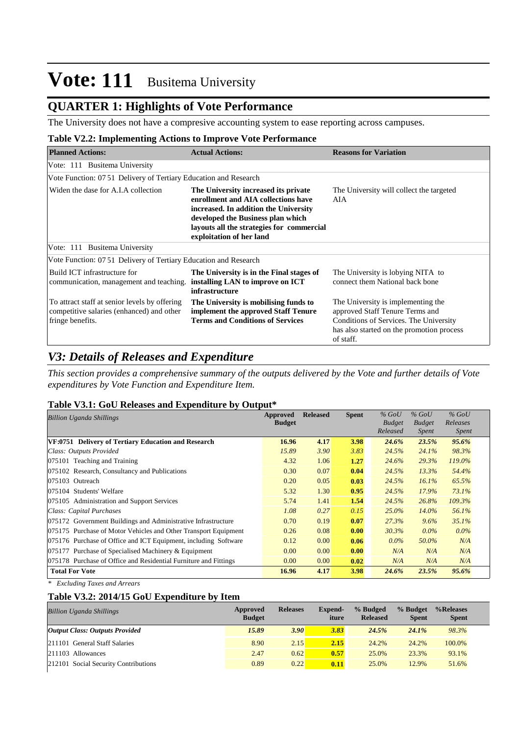# Vote: 111 Busitema University

## QUARTER 1: Highlights of Vote Performance

The University does not have a compresive accounting system to ease reporting across campuses.

### Table V2.2: Implementing Actions to Improve Vote Performance

| Planned Actions: | Actual Actions: | Reasons for Variation |
|---|---|---|
| Vote: 111 Busitema University | | |
| Vote Function: 07 51 Delivery of Tertiary Education and Research | | |
| Widen the dase for A.I.A collection | **The University increased its private enrollment and AIA collections have increased. In addition the University developed the Business plan which layouts all the strategies for commercial exploitation of her land** | The University will collect the targeted AIA |
| Vote: 111 Busitema University | | |
| Vote Function: 07 51 Delivery of Tertiary Education and Research | | |
| Build ICT infrastructure for communication, management and teaching. | **The University is in the Final stages of installing LAN to improve on ICT infrastructure** | The University is lobying NITA to connect them National back bone |
| To attract staff at senior levels by offering competitive salaries (enhanced) and other fringe benefits. | **The University is mobilising funds to implement the approved Staff Tenure Terms and Conditions of Services** | The University is implementing the approved Staff Tenure Terms and Conditions of Services. The University has also started on the promotion process of staff. |

## *V3: Details of Releases and Expenditure*

*This section provides a comprehensive summary of the outputs delivered by the Vote and further details of Vote expenditures by Vote Function and Expenditure Item.*

### Table V3.1: GoU Releases and Expenditure by Output*

| *Billion Uganda Shillings* | Approved Budget | Released | Spent | *% GoU Budget Released* | *% GoU Budget Spent* | *% GoU Releases Spent* |
|---|---|---|---|---|---|---|
| **VF:0751 Delivery of Tertiary Education and Research** | **16.96** | **4.17** | **3.98** | ***24.6%*** | ***23.5%*** | ***95.6%*** |
| *Class: Outputs Provided* | *15.89* | *3.90* | *3.83* | *24.5%* | *24.1%* | *98.3%* |
| 075101 Teaching and Training | 4.32 | 1.06 | **1.27** | *24.6%* | *29.3%* | *119.0%* |
| 075102 Research, Consultancy and Publications | 0.30 | 0.07 | **0.04** | *24.5%* | *13.3%* | *54.4%* |
| 075103 Outreach | 0.20 | 0.05 | **0.03** | *24.5%* | *16.1%* | *65.5%* |
| 075104 Students' Welfare | 5.32 | 1.30 | **0.95** | *24.5%* | *17.9%* | *73.1%* |
| 075105 Administration and Support Services | 5.74 | 1.41 | **1.54** | *24.5%* | *26.8%* | *109.3%* |
| *Class: Capital Purchases* | *1.08* | *0.27* | *0.15* | *25.0%* | *14.0%* | *56.1%* |
| 075172 Government Buildings and Administrative Infrastructure | 0.70 | 0.19 | **0.07** | *27.3%* | *9.6%* | *35.1%* |
| 075175 Purchase of Motor Vehicles and Other Transport Equipment | 0.26 | 0.08 | **0.00** | *30.3%* | *0.0%* | *0.0%* |
| 075176 Purchase of Office and ICT Equipment, including Software | 0.12 | 0.00 | **0.06** | *0.0%* | *50.0%* | *N/A* |
| 075177 Purchase of Specialised Machinery & Equipment | 0.00 | 0.00 | **0.00** | *N/A* | *N/A* | *N/A* |
| 075178 Purchase of Office and Residential Furniture and Fittings | 0.00 | 0.00 | **0.02** | *N/A* | *N/A* | *N/A* |
| **Total For Vote** | **16.96** | **4.17** | **3.98** | ***24.6%*** | ***23.5%*** | ***95.6%*** |

*\* Excluding Taxes and Arrears*

### Table V3.2: 2014/15 GoU Expenditure by Item

| *Billion Uganda Shillings* | Approved Budget | Releases | Expend-iture | % Budged Released | % Budget Spent | %Releases Spent |
|---|---|---|---|---|---|---|
| ***Output Class: Outputs Provided*** | ***15.89*** | ***3.90*** | ***3.83*** | ***24.5%*** | ***24.1%*** | *98.3%* |
| 211101 General Staff Salaries | 8.90 | 2.15 | **2.15** | 24.2% | 24.2% | 100.0% |
| 211103 Allowances | 2.47 | 0.62 | **0.57** | 25.0% | 23.3% | 93.1% |
| 212101 Social Security Contributions | 0.89 | 0.22 | **0.11** | 25.0% | 12.9% | 51.6% |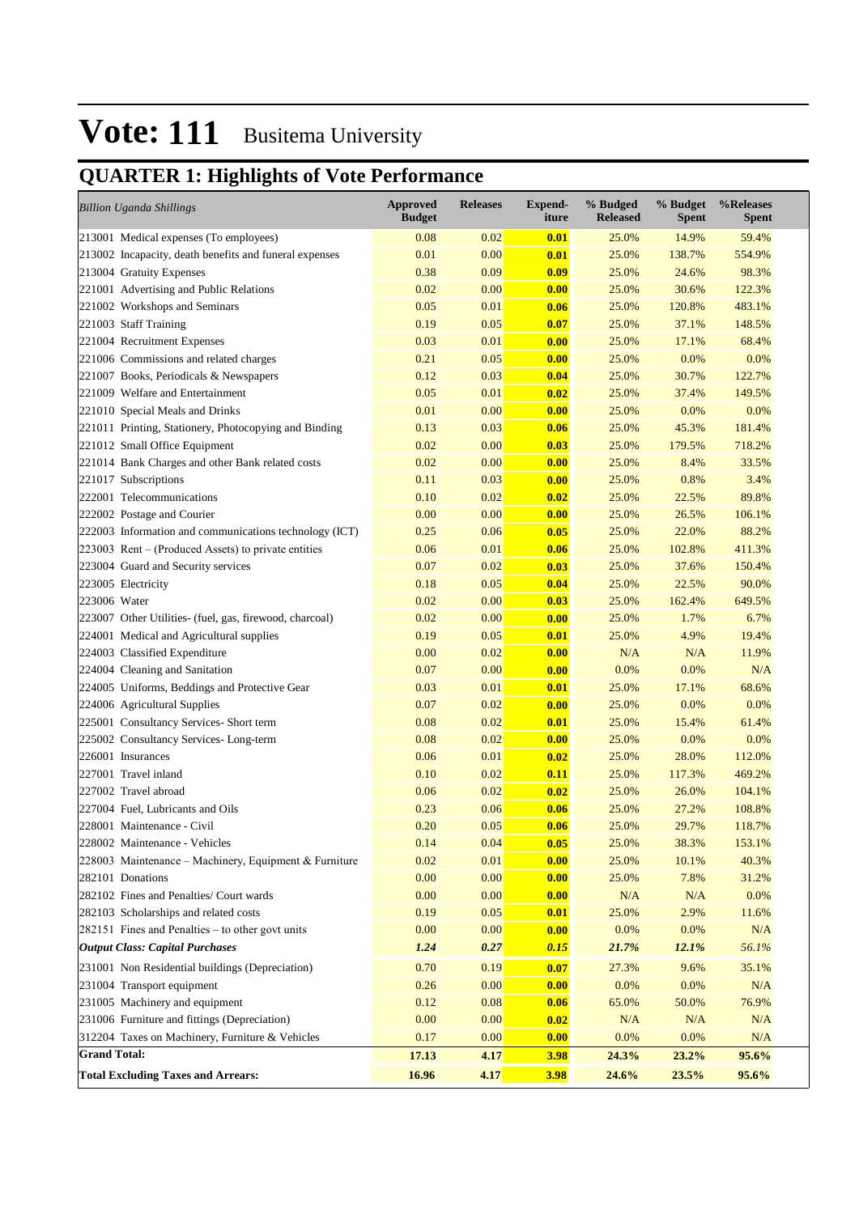# Vote: 111 Busitema University

## QUARTER 1: Highlights of Vote Performance

| *Billion Uganda Shillings* | Approved Budget | Releases | Expend-iture | % Budged Released | % Budget Spent | %Releases Spent |
|---|---|---|---|---|---|---|
| 213001 Medical expenses (To employees) | 0.08 | 0.02 | **0.01** | 25.0% | 14.9% | 59.4% |
| 213002 Incapacity, death benefits and funeral expenses | 0.01 | 0.00 | **0.01** | 25.0% | 138.7% | 554.9% |
| 213004 Gratuity Expenses | 0.38 | 0.09 | **0.09** | 25.0% | 24.6% | 98.3% |
| 221001 Advertising and Public Relations | 0.02 | 0.00 | **0.00** | 25.0% | 30.6% | 122.3% |
| 221002 Workshops and Seminars | 0.05 | 0.01 | **0.06** | 25.0% | 120.8% | 483.1% |
| 221003 Staff Training | 0.19 | 0.05 | **0.07** | 25.0% | 37.1% | 148.5% |
| 221004 Recruitment Expenses | 0.03 | 0.01 | **0.00** | 25.0% | 17.1% | 68.4% |
| 221006 Commissions and related charges | 0.21 | 0.05 | **0.00** | 25.0% | 0.0% | 0.0% |
| 221007 Books, Periodicals & Newspapers | 0.12 | 0.03 | **0.04** | 25.0% | 30.7% | 122.7% |
| 221009 Welfare and Entertainment | 0.05 | 0.01 | **0.02** | 25.0% | 37.4% | 149.5% |
| 221010 Special Meals and Drinks | 0.01 | 0.00 | **0.00** | 25.0% | 0.0% | 0.0% |
| 221011 Printing, Stationery, Photocopying and Binding | 0.13 | 0.03 | **0.06** | 25.0% | 45.3% | 181.4% |
| 221012 Small Office Equipment | 0.02 | 0.00 | **0.03** | 25.0% | 179.5% | 718.2% |
| 221014 Bank Charges and other Bank related costs | 0.02 | 0.00 | **0.00** | 25.0% | 8.4% | 33.5% |
| 221017 Subscriptions | 0.11 | 0.03 | **0.00** | 25.0% | 0.8% | 3.4% |
| 222001 Telecommunications | 0.10 | 0.02 | **0.02** | 25.0% | 22.5% | 89.8% |
| 222002 Postage and Courier | 0.00 | 0.00 | **0.00** | 25.0% | 26.5% | 106.1% |
| 222003 Information and communications technology (ICT) | 0.25 | 0.06 | **0.05** | 25.0% | 22.0% | 88.2% |
| 223003 Rent – (Produced Assets) to private entities | 0.06 | 0.01 | **0.06** | 25.0% | 102.8% | 411.3% |
| 223004 Guard and Security services | 0.07 | 0.02 | **0.03** | 25.0% | 37.6% | 150.4% |
| 223005 Electricity | 0.18 | 0.05 | **0.04** | 25.0% | 22.5% | 90.0% |
| 223006 Water | 0.02 | 0.00 | **0.03** | 25.0% | 162.4% | 649.5% |
| 223007 Other Utilities- (fuel, gas, firewood, charcoal) | 0.02 | 0.00 | **0.00** | 25.0% | 1.7% | 6.7% |
| 224001 Medical and Agricultural supplies | 0.19 | 0.05 | **0.01** | 25.0% | 4.9% | 19.4% |
| 224003 Classified Expenditure | 0.00 | 0.02 | **0.00** | N/A | N/A | 11.9% |
| 224004 Cleaning and Sanitation | 0.07 | 0.00 | **0.00** | 0.0% | 0.0% | N/A |
| 224005 Uniforms, Beddings and Protective Gear | 0.03 | 0.01 | **0.01** | 25.0% | 17.1% | 68.6% |
| 224006 Agricultural Supplies | 0.07 | 0.02 | **0.00** | 25.0% | 0.0% | 0.0% |
| 225001 Consultancy Services- Short term | 0.08 | 0.02 | **0.01** | 25.0% | 15.4% | 61.4% |
| 225002 Consultancy Services- Long-term | 0.08 | 0.02 | **0.00** | 25.0% | 0.0% | 0.0% |
| 226001 Insurances | 0.06 | 0.01 | **0.02** | 25.0% | 28.0% | 112.0% |
| 227001 Travel inland | 0.10 | 0.02 | **0.11** | 25.0% | 117.3% | 469.2% |
| 227002 Travel abroad | 0.06 | 0.02 | **0.02** | 25.0% | 26.0% | 104.1% |
| 227004 Fuel, Lubricants and Oils | 0.23 | 0.06 | **0.06** | 25.0% | 27.2% | 108.8% |
| 228001 Maintenance - Civil | 0.20 | 0.05 | **0.06** | 25.0% | 29.7% | 118.7% |
| 228002 Maintenance - Vehicles | 0.14 | 0.04 | **0.05** | 25.0% | 38.3% | 153.1% |
| 228003 Maintenance – Machinery, Equipment & Furniture | 0.02 | 0.01 | **0.00** | 25.0% | 10.1% | 40.3% |
| 282101 Donations | 0.00 | 0.00 | **0.00** | 25.0% | 7.8% | 31.2% |
| 282102 Fines and Penalties/ Court wards | 0.00 | 0.00 | **0.00** | N/A | N/A | 0.0% |
| 282103 Scholarships and related costs | 0.19 | 0.05 | **0.01** | 25.0% | 2.9% | 11.6% |
| 282151 Fines and Penalties – to other govt units | 0.00 | 0.00 | **0.00** | 0.0% | 0.0% | N/A |
| ***Output Class: Capital Purchases*** | ***1.24*** | ***0.27*** | ***0.15*** | ***21.7%*** | ***12.1%*** | *56.1%* |
| 231001 Non Residential buildings (Depreciation) | 0.70 | 0.19 | **0.07** | 27.3% | 9.6% | 35.1% |
| 231004 Transport equipment | 0.26 | 0.00 | **0.00** | 0.0% | 0.0% | N/A |
| 231005 Machinery and equipment | 0.12 | 0.08 | **0.06** | 65.0% | 50.0% | 76.9% |
| 231006 Furniture and fittings (Depreciation) | 0.00 | 0.00 | **0.02** | N/A | N/A | N/A |
| 312204 Taxes on Machinery, Furniture & Vehicles | 0.17 | 0.00 | **0.00** | 0.0% | 0.0% | N/A |
| **Grand Total:** | **17.13** | **4.17** | **3.98** | **24.3%** | **23.2%** | **95.6%** |
| **Total Excluding Taxes and Arrears:** | **16.96** | **4.17** | **3.98** | **24.6%** | **23.5%** | **95.6%** |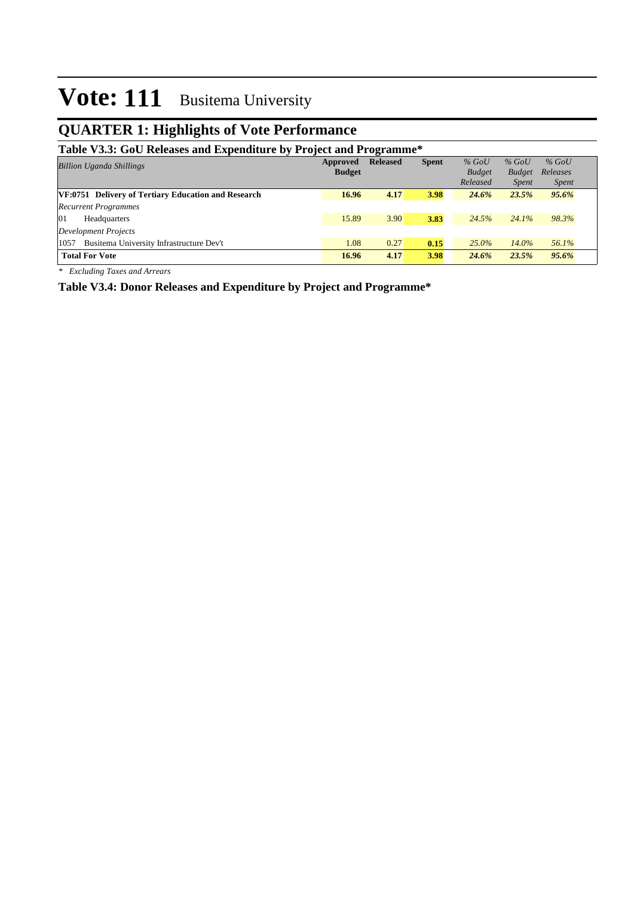# Vote: 111 Busitema University

## QUARTER 1: Highlights of Vote Performance

### Table V3.3: GoU Releases and Expenditure by Project and Programme*

| *Billion Uganda Shillings* | **Approved Budget** | **Released** | **Spent** | *% GoU Budget Released* | *% GoU Budget Spent* | *% GoU Releases Spent* |
|---|---|---|---|---|---|---|
| **VF:0751 Delivery of Tertiary Education and Research** | **16.96** | **4.17** | **3.98** | ***24.6%*** | ***23.5%*** | ***95.6%*** |
| *Recurrent Programmes* | | | | | | |
| 01 Headquarters | 15.89 | 3.90 | **3.83** | *24.5%* | *24.1%* | *98.3%* |
| *Development Projects* | | | | | | |
| 1057 Busitema University Infrastructure Dev't | 1.08 | 0.27 | **0.15** | *25.0%* | *14.0%* | *56.1%* |
| **Total For Vote** | **16.96** | **4.17** | **3.98** | ***24.6%*** | ***23.5%*** | ***95.6%*** |

*\* Excluding Taxes and Arrears*

### Table V3.4: Donor Releases and Expenditure by Project and Programme*